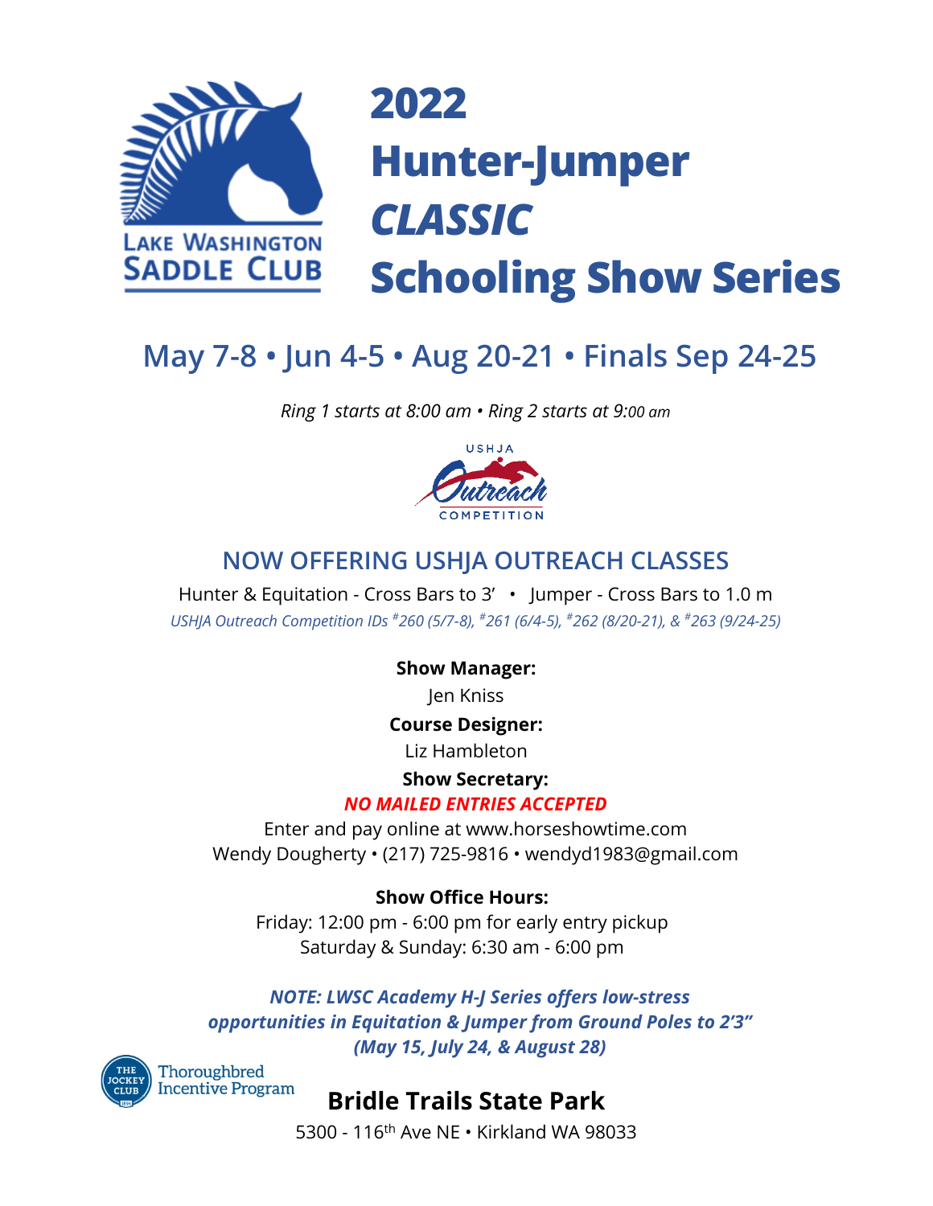LAKE WASHINGTON SADDLE CLUB

# 2022 Hunter-Jumper *CLASSIC* Schooling Show Series

## May 7-8 • Jun 4-5 • Aug 20-21 • Finals Sep 24-25

*Ring 1 starts at 8:00 am • Ring 2 starts at 9:00 am*

USHJA Outreach COMPETITION

## NOW OFFERING USHJA OUTREACH CLASSES

Hunter & Equitation - Cross Bars to 3' • Jumper - Cross Bars to 1.0 m

*USHJA Outreach Competition IDs #260 (5/7-8), #261 (6/4-5), #262 (8/20-21), & #263 (9/24-25)*

**Show Manager:**
Jen Kniss

**Course Designer:**
Liz Hambleton

**Show Secretary:**
***NO MAILED ENTRIES ACCEPTED***
Enter and pay online at www.horseshowtime.com
Wendy Dougherty • (217) 725-9816 • wendyd1983@gmail.com

**Show Office Hours:**
Friday: 12:00 pm - 6:00 pm for early entry pickup
Saturday & Sunday: 6:30 am - 6:00 pm

***NOTE: LWSC Academy H-J Series offers low-stress opportunities in Equitation & Jumper from Ground Poles to 2'3" (May 15, July 24, & August 28)***

THE JOCKEY CLUB Thoroughbred Incentive Program

**Bridle Trails State Park**
5300 - 116th Ave NE • Kirkland WA 98033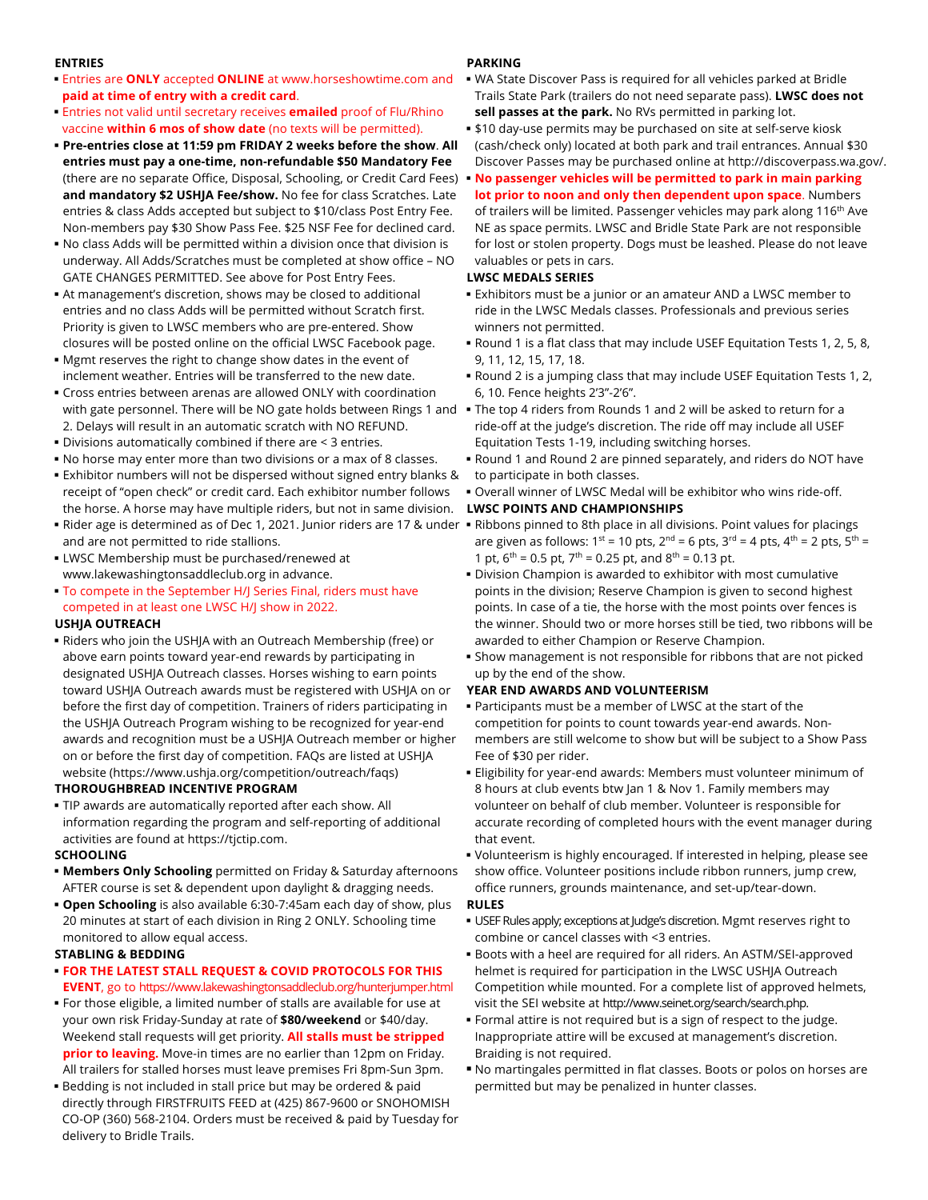## ENTRIES

- Entries are **ONLY** accepted **ONLINE** at www.horseshowtime.com and **paid at time of entry with a credit card**.
- Entries not valid until secretary receives **emailed** proof of Flu/Rhino vaccine **within 6 mos of show date** (no texts will be permitted).
- **Pre-entries close at 11:59 pm FRIDAY 2 weeks before the show**. **All entries must pay a one-time, non-refundable $50 Mandatory Fee** (there are no separate Office, Disposal, Schooling, or Credit Card Fees) **and mandatory $2 USHJA Fee/show.** No fee for class Scratches. Late entries & class Adds accepted but subject to $10/class Post Entry Fee. Non-members pay $30 Show Pass Fee. $25 NSF Fee for declined card.
- No class Adds will be permitted within a division once that division is underway. All Adds/Scratches must be completed at show office – NO GATE CHANGES PERMITTED. See above for Post Entry Fees.
- At management's discretion, shows may be closed to additional entries and no class Adds will be permitted without Scratch first. Priority is given to LWSC members who are pre-entered. Show closures will be posted online on the official LWSC Facebook page.
- Mgmt reserves the right to change show dates in the event of inclement weather. Entries will be transferred to the new date.
- Cross entries between arenas are allowed ONLY with coordination with gate personnel. There will be NO gate holds between Rings 1 and 2. Delays will result in an automatic scratch with NO REFUND.
- Divisions automatically combined if there are < 3 entries.
- No horse may enter more than two divisions or a max of 8 classes.
- Exhibitor numbers will not be dispersed without signed entry blanks & receipt of "open check" or credit card. Each exhibitor number follows the horse. A horse may have multiple riders, but not in same division.
- Rider age is determined as of Dec 1, 2021. Junior riders are 17 & under and are not permitted to ride stallions.
- LWSC Membership must be purchased/renewed at www.lakewashingtonsaddleclub.org in advance.
- To compete in the September H/J Series Final, riders must have competed in at least one LWSC H/J show in 2022.

## USHJA OUTREACH

- Riders who join the USHJA with an Outreach Membership (free) or above earn points toward year-end rewards by participating in designated USHJA Outreach classes. Horses wishing to earn points toward USHJA Outreach awards must be registered with USHJA on or before the first day of competition. Trainers of riders participating in the USHJA Outreach Program wishing to be recognized for year-end awards and recognition must be a USHJA Outreach member or higher on or before the first day of competition. FAQs are listed at USHJA website (https://www.ushja.org/competition/outreach/faqs)

## THOROUGHBREAD INCENTIVE PROGRAM

- TIP awards are automatically reported after each show. All information regarding the program and self-reporting of additional activities are found at https://tjctip.com.

## SCHOOLING

- **Members Only Schooling** permitted on Friday & Saturday afternoons AFTER course is set & dependent upon daylight & dragging needs.
- **Open Schooling** is also available 6:30-7:45am each day of show, plus 20 minutes at start of each division in Ring 2 ONLY. Schooling time monitored to allow equal access.

## STABLING & BEDDING

- **FOR THE LATEST STALL REQUEST & COVID PROTOCOLS FOR THIS EVENT**, go to https://www.lakewashingtonsaddleclub.org/hunterjumper.html
- For those eligible, a limited number of stalls are available for use at your own risk Friday-Sunday at rate of **$80/weekend** or $40/day. Weekend stall requests will get priority. **All stalls must be stripped prior to leaving.** Move-in times are no earlier than 12pm on Friday. All trailers for stalled horses must leave premises Fri 8pm-Sun 3pm.
- Bedding is not included in stall price but may be ordered & paid directly through FIRSTFRUITS FEED at (425) 867-9600 or SNOHOMISH CO-OP (360) 568-2104. Orders must be received & paid by Tuesday for delivery to Bridle Trails.

## PARKING

- WA State Discover Pass is required for all vehicles parked at Bridle Trails State Park (trailers do not need separate pass). **LWSC does not sell passes at the park.** No RVs permitted in parking lot.
- $10 day-use permits may be purchased on site at self-serve kiosk (cash/check only) located at both park and trail entrances. Annual $30 Discover Passes may be purchased online at http://discoverpass.wa.gov/.
- **No passenger vehicles will be permitted to park in main parking lot prior to noon and only then dependent upon space**. Numbers of trailers will be limited. Passenger vehicles may park along 116th Ave NE as space permits. LWSC and Bridle State Park are not responsible for lost or stolen property. Dogs must be leashed. Please do not leave valuables or pets in cars.

## LWSC MEDALS SERIES

- Exhibitors must be a junior or an amateur AND a LWSC member to ride in the LWSC Medals classes. Professionals and previous series winners not permitted.
- Round 1 is a flat class that may include USEF Equitation Tests 1, 2, 5, 8, 9, 11, 12, 15, 17, 18.
- Round 2 is a jumping class that may include USEF Equitation Tests 1, 2, 6, 10. Fence heights 2'3"-2'6".
- The top 4 riders from Rounds 1 and 2 will be asked to return for a ride-off at the judge's discretion. The ride off may include all USEF Equitation Tests 1-19, including switching horses.
- Round 1 and Round 2 are pinned separately, and riders do NOT have to participate in both classes.
- Overall winner of LWSC Medal will be exhibitor who wins ride-off.

## LWSC POINTS AND CHAMPIONSHIPS

- Ribbons pinned to 8th place in all divisions. Point values for placings are given as follows: 1st = 10 pts, 2nd = 6 pts, 3rd = 4 pts, 4th = 2 pts, 5th = 1 pt, 6th = 0.5 pt, 7th = 0.25 pt, and 8th = 0.13 pt.
- Division Champion is awarded to exhibitor with most cumulative points in the division; Reserve Champion is given to second highest points. In case of a tie, the horse with the most points over fences is the winner. Should two or more horses still be tied, two ribbons will be awarded to either Champion or Reserve Champion.
- Show management is not responsible for ribbons that are not picked up by the end of the show.

## YEAR END AWARDS AND VOLUNTEERISM

- Participants must be a member of LWSC at the start of the competition for points to count towards year-end awards. Non-members are still welcome to show but will be subject to a Show Pass Fee of $30 per rider.
- Eligibility for year-end awards: Members must volunteer minimum of 8 hours at club events btw Jan 1 & Nov 1. Family members may volunteer on behalf of club member. Volunteer is responsible for accurate recording of completed hours with the event manager during that event.
- Volunteerism is highly encouraged. If interested in helping, please see show office. Volunteer positions include ribbon runners, jump crew, office runners, grounds maintenance, and set-up/tear-down.

## RULES

- USEF Rules apply; exceptions at Judge's discretion. Mgmt reserves right to combine or cancel classes with <3 entries.
- Boots with a heel are required for all riders. An ASTM/SEI-approved helmet is required for participation in the LWSC USHJA Outreach Competition while mounted. For a complete list of approved helmets, visit the SEI website at http://www.seinet.org/search/search.php.
- Formal attire is not required but is a sign of respect to the judge. Inappropriate attire will be excused at management's discretion. Braiding is not required.
- No martingales permitted in flat classes. Boots or polos on horses are permitted but may be penalized in hunter classes.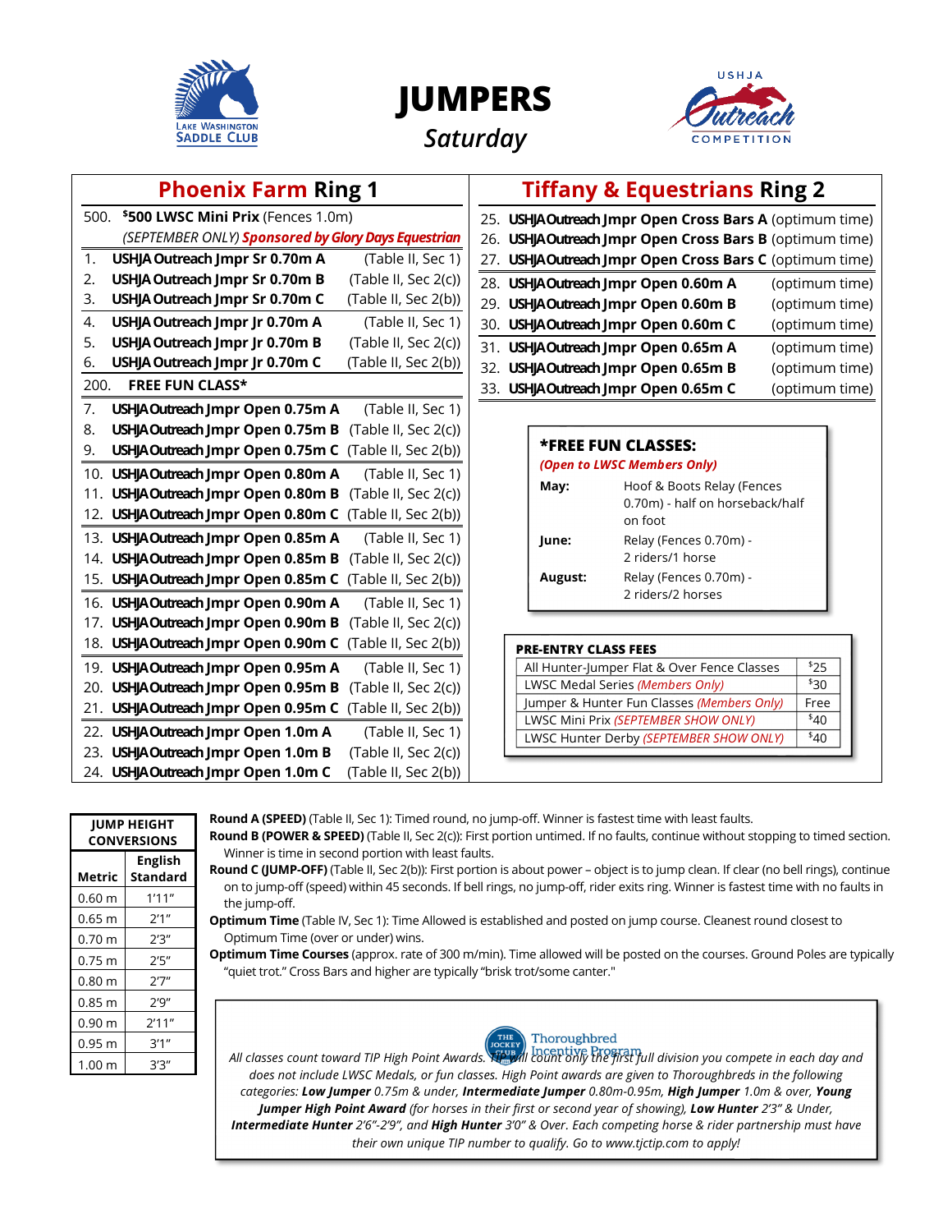# JUMPERS

*Saturday*

## Phoenix Farm Ring 1

| | | |
|---|---|---|
| 500. | **$500 LWSC Mini Prix** (Fences 1.0m) *(SEPTEMBER ONLY)* ***Sponsored by Glory Days Equestrian*** | |
| 1. | **USHJA Outreach Jmpr Sr 0.70m A** | (Table II, Sec 1) |
| 2. | **USHJA Outreach Jmpr Sr 0.70m B** | (Table II, Sec 2(c)) |
| 3. | **USHJA Outreach Jmpr Sr 0.70m C** | (Table II, Sec 2(b)) |
| 4. | **USHJA Outreach Jmpr Jr 0.70m A** | (Table II, Sec 1) |
| 5. | **USHJA Outreach Jmpr Jr 0.70m B** | (Table II, Sec 2(c)) |
| 6. | **USHJA Outreach Jmpr Jr 0.70m C** | (Table II, Sec 2(b)) |
| 200. | **FREE FUN CLASS*** | |
| 7. | **USHJA Outreach Jmpr Open 0.75m A** | (Table II, Sec 1) |
| 8. | **USHJA Outreach Jmpr Open 0.75m B** | (Table II, Sec 2(c)) |
| 9. | **USHJA Outreach Jmpr Open 0.75m C** | (Table II, Sec 2(b)) |
| 10. | **USHJA Outreach Jmpr Open 0.80m A** | (Table II, Sec 1) |
| 11. | **USHJA Outreach Jmpr Open 0.80m B** | (Table II, Sec 2(c)) |
| 12. | **USHJA Outreach Jmpr Open 0.80m C** | (Table II, Sec 2(b)) |
| 13. | **USHJA Outreach Jmpr Open 0.85m A** | (Table II, Sec 1) |
| 14. | **USHJA Outreach Jmpr Open 0.85m B** | (Table II, Sec 2(c)) |
| 15. | **USHJA Outreach Jmpr Open 0.85m C** | (Table II, Sec 2(b)) |
| 16. | **USHJA Outreach Jmpr Open 0.90m A** | (Table II, Sec 1) |
| 17. | **USHJA Outreach Jmpr Open 0.90m B** | (Table II, Sec 2(c)) |
| 18. | **USHJA Outreach Jmpr Open 0.90m C** | (Table II, Sec 2(b)) |
| 19. | **USHJA Outreach Jmpr Open 0.95m A** | (Table II, Sec 1) |
| 20. | **USHJA Outreach Jmpr Open 0.95m B** | (Table II, Sec 2(c)) |
| 21. | **USHJA Outreach Jmpr Open 0.95m C** | (Table II, Sec 2(b)) |
| 22. | **USHJA Outreach Jmpr Open 1.0m A** | (Table II, Sec 1) |
| 23. | **USHJA Outreach Jmpr Open 1.0m B** | (Table II, Sec 2(c)) |
| 24. | **USHJA Outreach Jmpr Open 1.0m C** | (Table II, Sec 2(b)) |

## Tiffany & Equestrians Ring 2

| | | |
|---|---|---|
| 25. | **USHJA Outreach Jmpr Open Cross Bars A** | (optimum time) |
| 26. | **USHJA Outreach Jmpr Open Cross Bars B** | (optimum time) |
| 27. | **USHJA Outreach Jmpr Open Cross Bars C** | (optimum time) |
| 28. | **USHJA Outreach Jmpr Open 0.60m A** | (optimum time) |
| 29. | **USHJA Outreach Jmpr Open 0.60m B** | (optimum time) |
| 30. | **USHJA Outreach Jmpr Open 0.60m C** | (optimum time) |
| 31. | **USHJA Outreach Jmpr Open 0.65m A** | (optimum time) |
| 32. | **USHJA Outreach Jmpr Open 0.65m B** | (optimum time) |
| 33. | **USHJA Outreach Jmpr Open 0.65m C** | (optimum time) |

### *FREE FUN CLASSES:

*(Open to LWSC Members Only)*

| | |
|---|---|
| **May:** | Hoof & Boots Relay (Fences 0.70m) - half on horseback/half on foot |
| **June:** | Relay (Fences 0.70m) - 2 riders/1 horse |
| **August:** | Relay (Fences 0.70m) - 2 riders/2 horses |

### PRE-ENTRY CLASS FEES

| | |
|---|---|
| All Hunter-Jumper Flat & Over Fence Classes | $25 |
| LWSC Medal Series *(Members Only)* | $30 |
| Jumper & Hunter Fun Classes *(Members Only)* | Free |
| LWSC Mini Prix *(SEPTEMBER SHOW ONLY)* | $40 |
| LWSC Hunter Derby *(SEPTEMBER SHOW ONLY)* | $40 |

### JUMP HEIGHT CONVERSIONS

| Metric | English Standard |
|---|---|
| 0.60 m | 1'11" |
| 0.65 m | 2'1" |
| 0.70 m | 2'3" |
| 0.75 m | 2'5" |
| 0.80 m | 2'7" |
| 0.85 m | 2'9" |
| 0.90 m | 2'11" |
| 0.95 m | 3'1" |
| 1.00 m | 3'3" |

**Round A (SPEED)** (Table II, Sec 1): Timed round, no jump-off. Winner is fastest time with least faults.

**Round B (POWER & SPEED)** (Table II, Sec 2(c)): First portion untimed. If no faults, continue without stopping to timed section. Winner is time in second portion with least faults.

**Round C (JUMP-OFF)** (Table II, Sec 2(b)): First portion is about power – object is to jump clean. If clear (no bell rings), continue on to jump-off (speed) within 45 seconds. If bell rings, no jump-off, rider exits ring. Winner is fastest time with no faults in the jump-off.

**Optimum Time** (Table IV, Sec 1): Time Allowed is established and posted on jump course. Cleanest round closest to Optimum Time (over or under) wins.

**Optimum Time Courses** (approx. rate of 300 m/min). Time allowed will be posted on the courses. Ground Poles are typically "quiet trot." Cross Bars and higher are typically "brisk trot/some canter."

Thoroughbred Incentive Program

*All classes count toward TIP High Point Awards. TIP will count only the first full division you compete in each day and does not include LWSC Medals, or fun classes. High Point awards are given to Thoroughbreds in the following categories:* ***Low Jumper*** *0.75m & under,* ***Intermediate Jumper*** *0.80m-0.95m,* ***High Jumper*** *1.0m & over,* ***Young Jumper High Point Award*** *(for horses in their first or second year of showing),* ***Low Hunter*** *2'3" & Under,* ***Intermediate Hunter*** *2'6"-2'9", and* ***High Hunter*** *3'0" & Over. Each competing horse & rider partnership must have their own unique TIP number to qualify. Go to www.tjctip.com to apply!*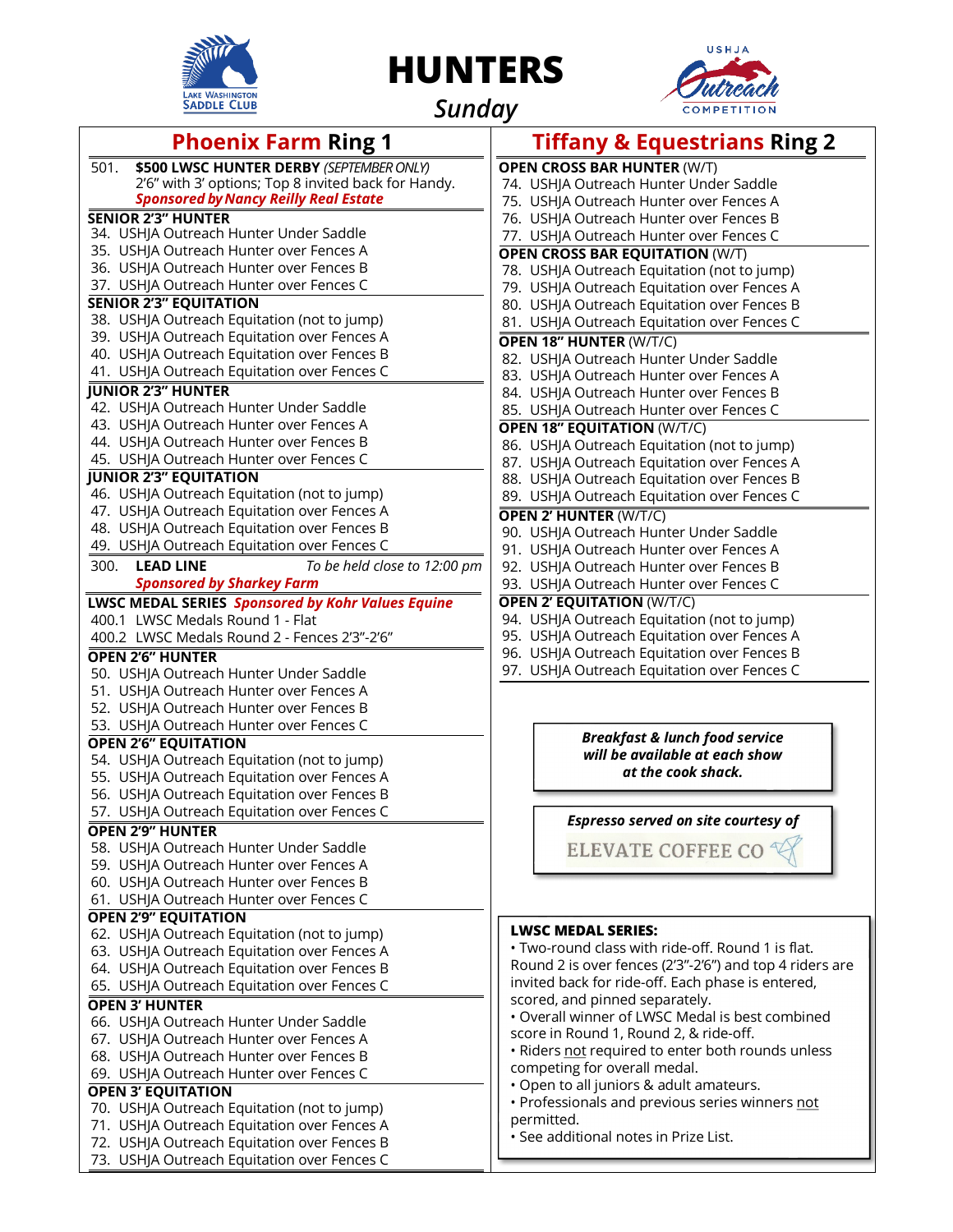# HUNTERS

*Sunday*

## Phoenix Farm Ring 1

501. **$500 LWSC HUNTER DERBY** *(SEPTEMBER ONLY)*
2'6" with 3' options; Top 8 invited back for Handy.
***Sponsored by Nancy Reilly Real Estate***

**SENIOR 2'3" HUNTER**
34. USHJA Outreach Hunter Under Saddle
35. USHJA Outreach Hunter over Fences A
36. USHJA Outreach Hunter over Fences B
37. USHJA Outreach Hunter over Fences C

**SENIOR 2'3" EQUITATION**
38. USHJA Outreach Equitation (not to jump)
39. USHJA Outreach Equitation over Fences A
40. USHJA Outreach Equitation over Fences B
41. USHJA Outreach Equitation over Fences C

**JUNIOR 2'3" HUNTER**
42. USHJA Outreach Hunter Under Saddle
43. USHJA Outreach Hunter over Fences A
44. USHJA Outreach Hunter over Fences B
45. USHJA Outreach Hunter over Fences C

**JUNIOR 2'3" EQUITATION**
46. USHJA Outreach Equitation (not to jump)
47. USHJA Outreach Equitation over Fences A
48. USHJA Outreach Equitation over Fences B
49. USHJA Outreach Equitation over Fences C

300. **LEAD LINE** *To be held close to 12:00 pm*
***Sponsored by Sharkey Farm***

**LWSC MEDAL SERIES** ***Sponsored by Kohr Values Equine***
400.1 LWSC Medals Round 1 - Flat
400.2 LWSC Medals Round 2 - Fences 2'3"-2'6"

**OPEN 2'6" HUNTER**
50. USHJA Outreach Hunter Under Saddle
51. USHJA Outreach Hunter over Fences A
52. USHJA Outreach Hunter over Fences B
53. USHJA Outreach Hunter over Fences C

**OPEN 2'6" EQUITATION**
54. USHJA Outreach Equitation (not to jump)
55. USHJA Outreach Equitation over Fences A
56. USHJA Outreach Equitation over Fences B
57. USHJA Outreach Equitation over Fences C

**OPEN 2'9" HUNTER**
58. USHJA Outreach Hunter Under Saddle
59. USHJA Outreach Hunter over Fences A
60. USHJA Outreach Hunter over Fences B
61. USHJA Outreach Hunter over Fences C

**OPEN 2'9" EQUITATION**
62. USHJA Outreach Equitation (not to jump)
63. USHJA Outreach Equitation over Fences A
64. USHJA Outreach Equitation over Fences B
65. USHJA Outreach Equitation over Fences C

**OPEN 3' HUNTER**
66. USHJA Outreach Hunter Under Saddle
67. USHJA Outreach Hunter over Fences A
68. USHJA Outreach Hunter over Fences B
69. USHJA Outreach Hunter over Fences C

**OPEN 3' EQUITATION**
70. USHJA Outreach Equitation (not to jump)
71. USHJA Outreach Equitation over Fences A
72. USHJA Outreach Equitation over Fences B
73. USHJA Outreach Equitation over Fences C

## Tiffany & Equestrians Ring 2

**OPEN CROSS BAR HUNTER** (W/T)
74. USHJA Outreach Hunter Under Saddle
75. USHJA Outreach Hunter over Fences A
76. USHJA Outreach Hunter over Fences B
77. USHJA Outreach Hunter over Fences C

**OPEN CROSS BAR EQUITATION** (W/T)
78. USHJA Outreach Equitation (not to jump)
79. USHJA Outreach Equitation over Fences A
80. USHJA Outreach Equitation over Fences B
81. USHJA Outreach Equitation over Fences C

**OPEN 18" HUNTER** (W/T/C)
82. USHJA Outreach Hunter Under Saddle
83. USHJA Outreach Hunter over Fences A
84. USHJA Outreach Hunter over Fences B
85. USHJA Outreach Hunter over Fences C

**OPEN 18" EQUITATION** (W/T/C)
86. USHJA Outreach Equitation (not to jump)
87. USHJA Outreach Equitation over Fences A
88. USHJA Outreach Equitation over Fences B
89. USHJA Outreach Equitation over Fences C

**OPEN 2' HUNTER** (W/T/C)
90. USHJA Outreach Hunter Under Saddle
91. USHJA Outreach Hunter over Fences A
92. USHJA Outreach Hunter over Fences B
93. USHJA Outreach Hunter over Fences C

**OPEN 2' EQUITATION** (W/T/C)
94. USHJA Outreach Equitation (not to jump)
95. USHJA Outreach Equitation over Fences A
96. USHJA Outreach Equitation over Fences B
97. USHJA Outreach Equitation over Fences C

***Breakfast & lunch food service will be available at each show at the cook shack.***

***Espresso served on site courtesy of***
ELEVATE COFFEE CO

**LWSC MEDAL SERIES:**
- Two-round class with ride-off. Round 1 is flat. Round 2 is over fences (2'3"-2'6") and top 4 riders are invited back for ride-off. Each phase is entered, scored, and pinned separately.
- Overall winner of LWSC Medal is best combined score in Round 1, Round 2, & ride-off.
- Riders not required to enter both rounds unless competing for overall medal.
- Open to all juniors & adult amateurs.
- Professionals and previous series winners not permitted.
- See additional notes in Prize List.